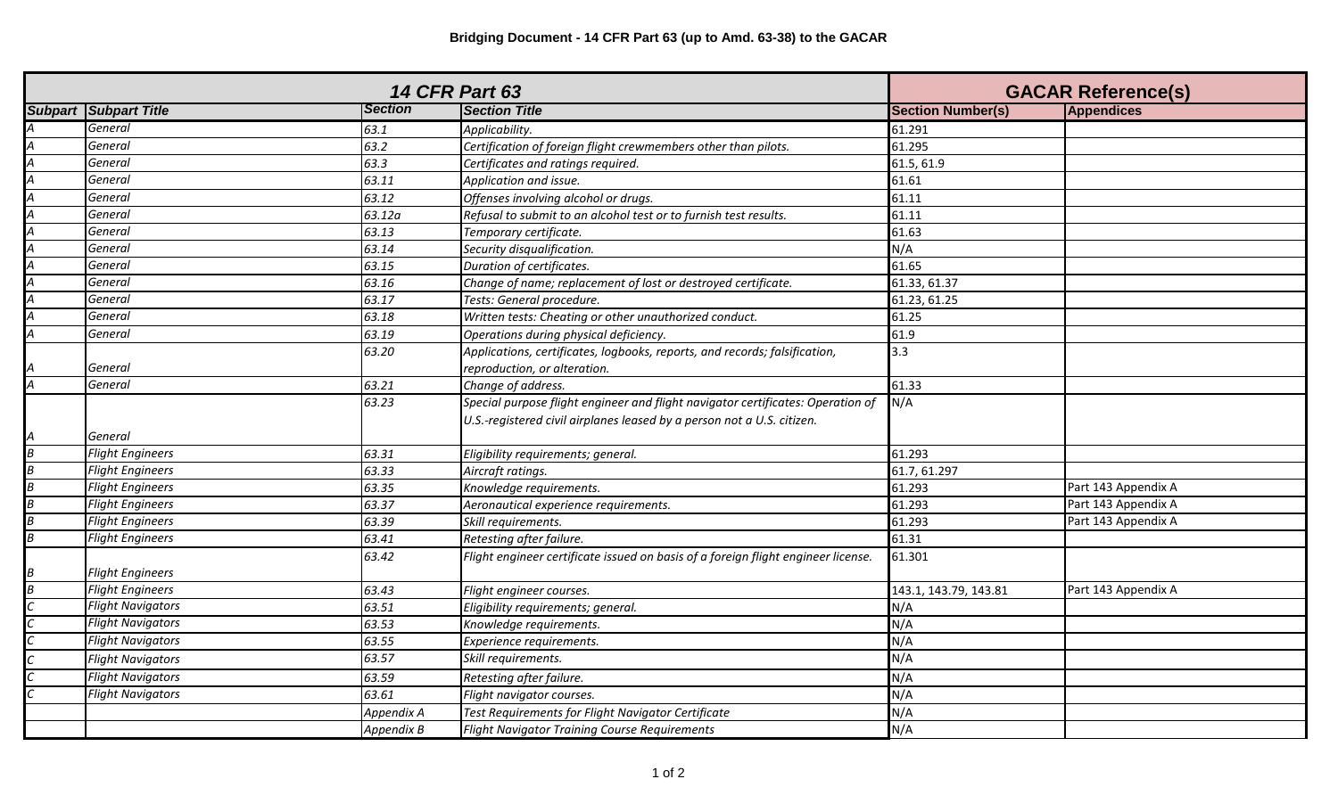**Bridging Document - 14 CFR Part 63 (up to Amd. 63-38) to the GACAR**

| 14 CFR Part 63 | | | | GACAR Reference(s) | |
|---|---|---|---|---|---|
| Subpart | Subpart Title | Section | Section Title | Section Number(s) | Appendices |
| A | General | 63.1 | Applicability. | 61.291 | |
| A | General | 63.2 | Certification of foreign flight crewmembers other than pilots. | 61.295 | |
| A | General | 63.3 | Certificates and ratings required. | 61.5, 61.9 | |
| A | General | 63.11 | Application and issue. | 61.61 | |
| A | General | 63.12 | Offenses involving alcohol or drugs. | 61.11 | |
| A | General | 63.12a | Refusal to submit to an alcohol test or to furnish test results. | 61.11 | |
| A | General | 63.13 | Temporary certificate. | 61.63 | |
| A | General | 63.14 | Security disqualification. | N/A | |
| A | General | 63.15 | Duration of certificates. | 61.65 | |
| A | General | 63.16 | Change of name; replacement of lost or destroyed certificate. | 61.33, 61.37 | |
| A | General | 63.17 | Tests: General procedure. | 61.23, 61.25 | |
| A | General | 63.18 | Written tests: Cheating or other unauthorized conduct. | 61.25 | |
| A | General | 63.19 | Operations during physical deficiency. | 61.9 | |
| A | General | 63.20 | Applications, certificates, logbooks, reports, and records; falsification, reproduction, or alteration. | 3.3 | |
| A | General | 63.21 | Change of address. | 61.33 | |
| A | General | 63.23 | Special purpose flight engineer and flight navigator certificates: Operation of U.S.-registered civil airplanes leased by a person not a U.S. citizen. | N/A | |
| B | Flight Engineers | 63.31 | Eligibility requirements; general. | 61.293 | |
| B | Flight Engineers | 63.33 | Aircraft ratings. | 61.7, 61.297 | |
| B | Flight Engineers | 63.35 | Knowledge requirements. | 61.293 | Part 143 Appendix A |
| B | Flight Engineers | 63.37 | Aeronautical experience requirements. | 61.293 | Part 143 Appendix A |
| B | Flight Engineers | 63.39 | Skill requirements. | 61.293 | Part 143 Appendix A |
| B | Flight Engineers | 63.41 | Retesting after failure. | 61.31 | |
| B | Flight Engineers | 63.42 | Flight engineer certificate issued on basis of a foreign flight engineer license. | 61.301 | |
| B | Flight Engineers | 63.43 | Flight engineer courses. | 143.1, 143.79, 143.81 | Part 143 Appendix A |
| C | Flight Navigators | 63.51 | Eligibility requirements; general. | N/A | |
| C | Flight Navigators | 63.53 | Knowledge requirements. | N/A | |
| C | Flight Navigators | 63.55 | Experience requirements. | N/A | |
| C | Flight Navigators | 63.57 | Skill requirements. | N/A | |
| C | Flight Navigators | 63.59 | Retesting after failure. | N/A | |
| C | Flight Navigators | 63.61 | Flight navigator courses. | N/A | |
| | | Appendix A | Test Requirements for Flight Navigator Certificate | N/A | |
| | | Appendix B | Flight Navigator Training Course Requirements | N/A | |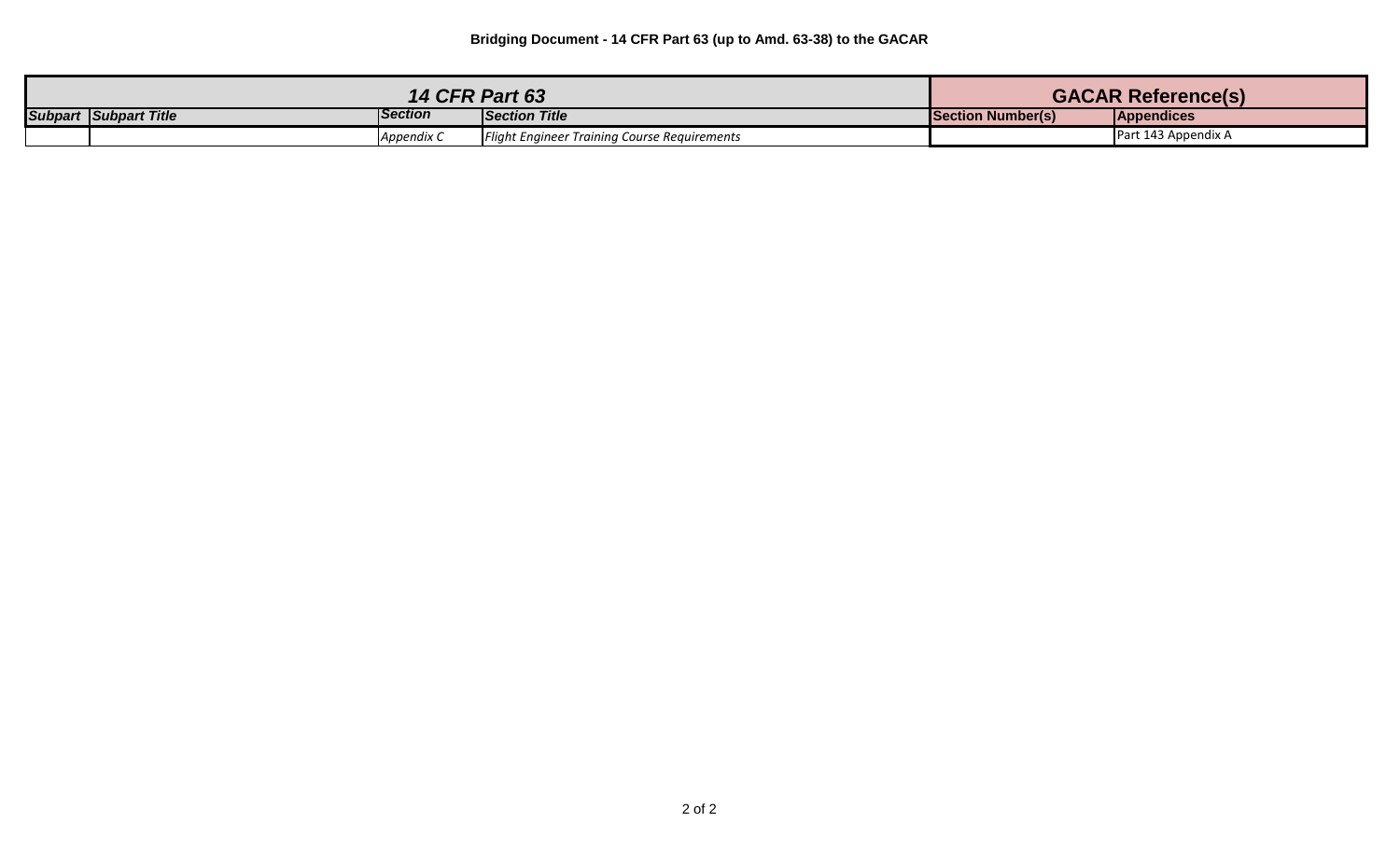**Bridging Document - 14 CFR Part 63 (up to Amd. 63-38) to the GACAR**

| *14 CFR Part 63* | | | | **GACAR Reference(s)** | |
|---|---|---|---|---|---|
| ***Subpart*** | ***Subpart Title*** | ***Section*** | ***Section Title*** | **Section Number(s)** | **Appendices** |
| | | *Appendix C* | *Flight Engineer Training Course Requirements* | | Part 143 Appendix A |